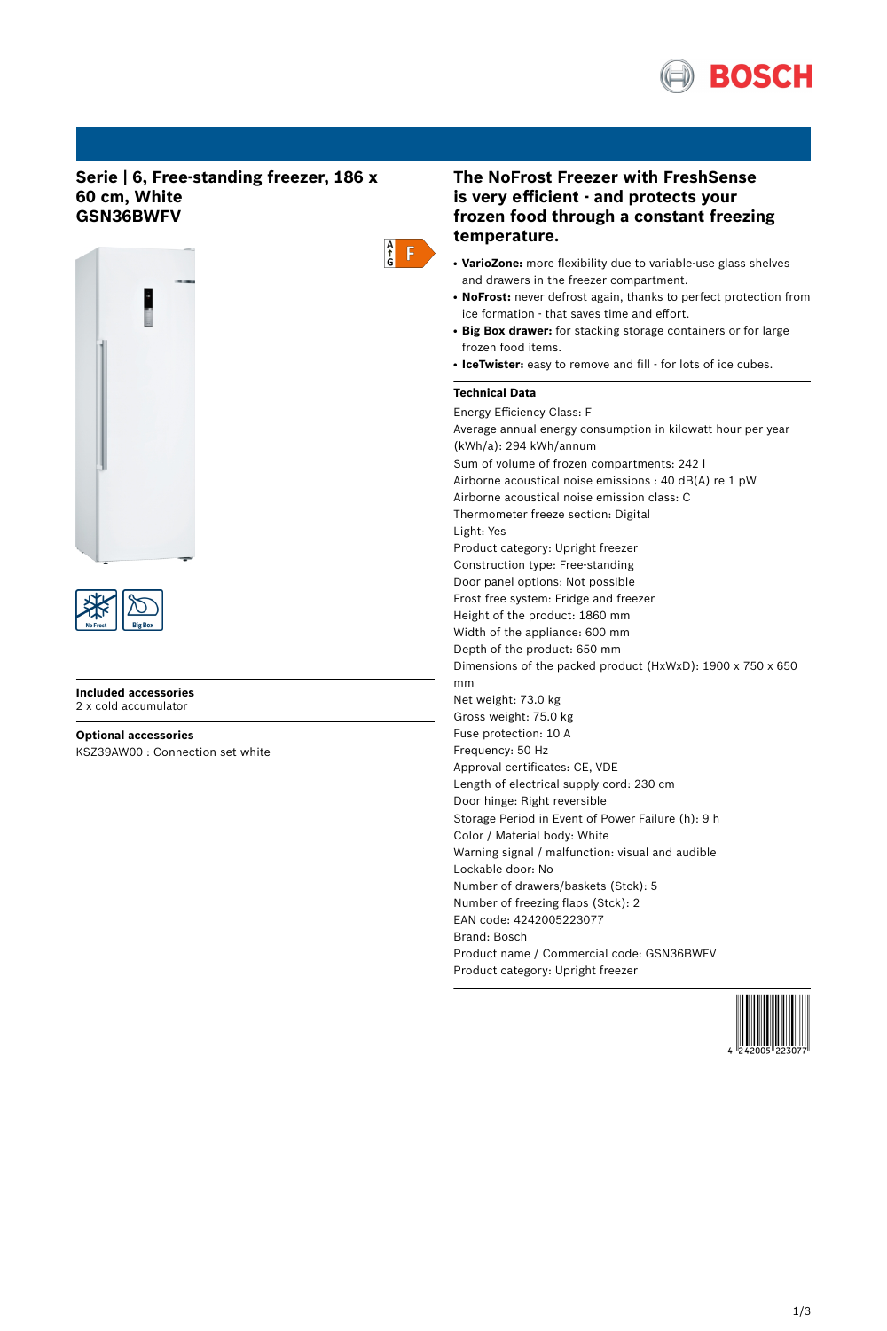## Serie | 6, Free-standing freezer, 186 x 60 cm, White
## GSN36BWFV

### Included accessories
2 x cold accumulator

### Optional accessories
KSZ39AW00 : Connection set white

## The NoFrost Freezer with FreshSense is very efficient - and protects your frozen food through a constant freezing temperature.

- **VarioZone:** more flexibility due to variable-use glass shelves and drawers in the freezer compartment.
- **NoFrost:** never defrost again, thanks to perfect protection from ice formation - that saves time and effort.
- **Big Box drawer:** for stacking storage containers or for large frozen food items.
- **IceTwister:** easy to remove and fill - for lots of ice cubes.

### Technical Data

Energy Efficiency Class: F
Average annual energy consumption in kilowatt hour per year (kWh/a): 294 kWh/annum
Sum of volume of frozen compartments: 242 l
Airborne acoustical noise emissions : 40 dB(A) re 1 pW
Airborne acoustical noise emission class: C
Thermometer freeze section: Digital
Light: Yes
Product category: Upright freezer
Construction type: Free-standing
Door panel options: Not possible
Frost free system: Fridge and freezer
Height of the product: 1860 mm
Width of the appliance: 600 mm
Depth of the product: 650 mm
Dimensions of the packed product (HxWxD): 1900 x 750 x 650 mm
Net weight: 73.0 kg
Gross weight: 75.0 kg
Fuse protection: 10 A
Frequency: 50 Hz
Approval certificates: CE, VDE
Length of electrical supply cord: 230 cm
Door hinge: Right reversible
Storage Period in Event of Power Failure (h): 9 h
Color / Material body: White
Warning signal / malfunction: visual and audible
Lockable door: No
Number of drawers/baskets (Stck): 5
Number of freezing flaps (Stck): 2
EAN code: 4242005223077
Brand: Bosch
Product name / Commercial code: GSN36BWFV
Product category: Upright freezer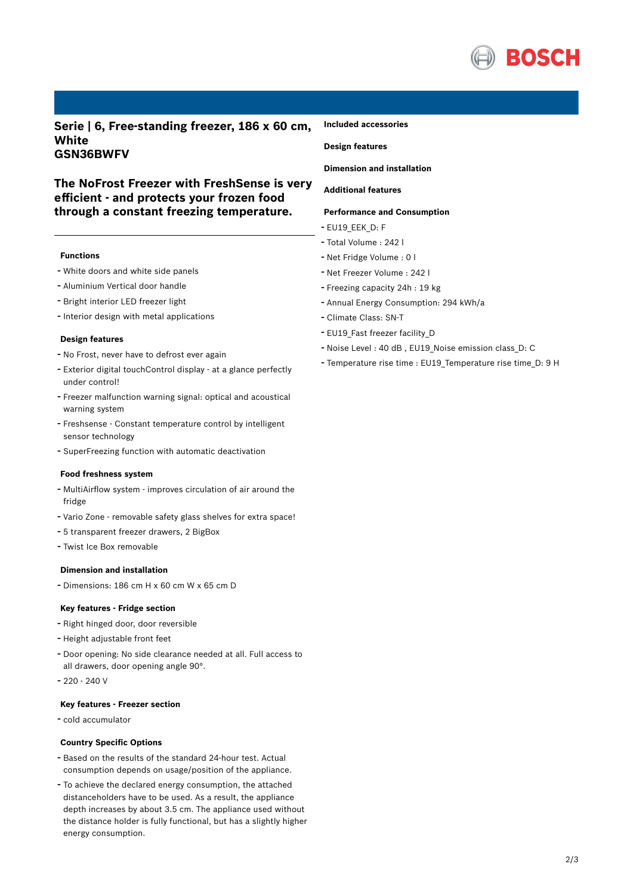# Serie | 6, Free-standing freezer, 186 x 60 cm, White
# GSN36BWFV

## The NoFrost Freezer with FreshSense is very efficient - and protects your frozen food through a constant freezing temperature.

### Functions

- White doors and white side panels
- Aluminium Vertical door handle
- Bright interior LED freezer light
- Interior design with metal applications

### Design features

- No Frost, never have to defrost ever again
- Exterior digital touchControl display - at a glance perfectly under control!
- Freezer malfunction warning signal: optical and acoustical warning system
- Freshsense - Constant temperature control by intelligent sensor technology
- SuperFreezing function with automatic deactivation

### Food freshness system

- MultiAirflow system - improves circulation of air around the fridge
- Vario Zone - removable safety glass shelves for extra space!
- 5 transparent freezer drawers, 2 BigBox
- Twist Ice Box removable

### Dimension and installation

- Dimensions: 186 cm H x 60 cm W x 65 cm D

### Key features - Fridge section

- Right hinged door, door reversible
- Height adjustable front feet
- Door opening: No side clearance needed at all. Full access to all drawers, door opening angle 90°.
- 220 - 240 V

### Key features - Freezer section

- cold accumulator

### Country Specific Options

- Based on the results of the standard 24-hour test. Actual consumption depends on usage/position of the appliance.
- To achieve the declared energy consumption, the attached distanceholders have to be used. As a result, the appliance depth increases by about 3.5 cm. The appliance used without the distance holder is fully functional, but has a slightly higher energy consumption.

### Included accessories

### Design features

### Dimension and installation

### Additional features

### Performance and Consumption

- EU19_EEK_D: F
- Total Volume : 242 l
- Net Fridge Volume : 0 l
- Net Freezer Volume : 242 l
- Freezing capacity 24h : 19 kg
- Annual Energy Consumption: 294 kWh/a
- Climate Class: SN-T
- EU19_Fast freezer facility_D
- Noise Level : 40 dB , EU19_Noise emission class_D: C
- Temperature rise time : EU19_Temperature rise time_D: 9 H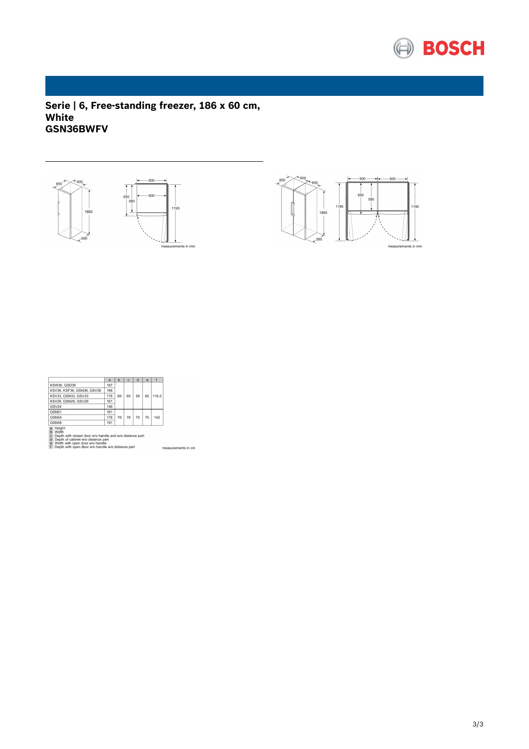**Serie | 6, Free-standing freezer, 186 x 60 cm, White**
**GSN36BWFV**

650
600
1860
580
600
650
600
580
1195
measurements in mm

650
600
600
1860
580
600
600
650
580
1195
1195
measurements in mm

| | a | b | c | d | e | f |
|---|---|---|---|---|---|---|
| KSW36, GSD36 | 187 | | | | | |
| KSV36, KSF36, GSN36, GSV36 | 186 | | | | | |
| KSV33, GSN33, GSV33 | 176 | 60 | 65 | 58 | 60 | 119.5 |
| KSV29, GSN29, GSV29 | 161 | | | | | |
| GSV24 | 146 | | | | | |
| GSN51 | 161 | | | | | |
| GSN54 | 176 | 70 | 78 | 70 | 70 | 142 |
| GSN58 | 191 | | | | | |

a Height
b Width
c Depth with closed door w/o handle and w/o distance part
d Depth of cabinet w/o distance part
e Width with open door w/o handle
f Depth with open door w/o handle w/o distance part

measurements in cm